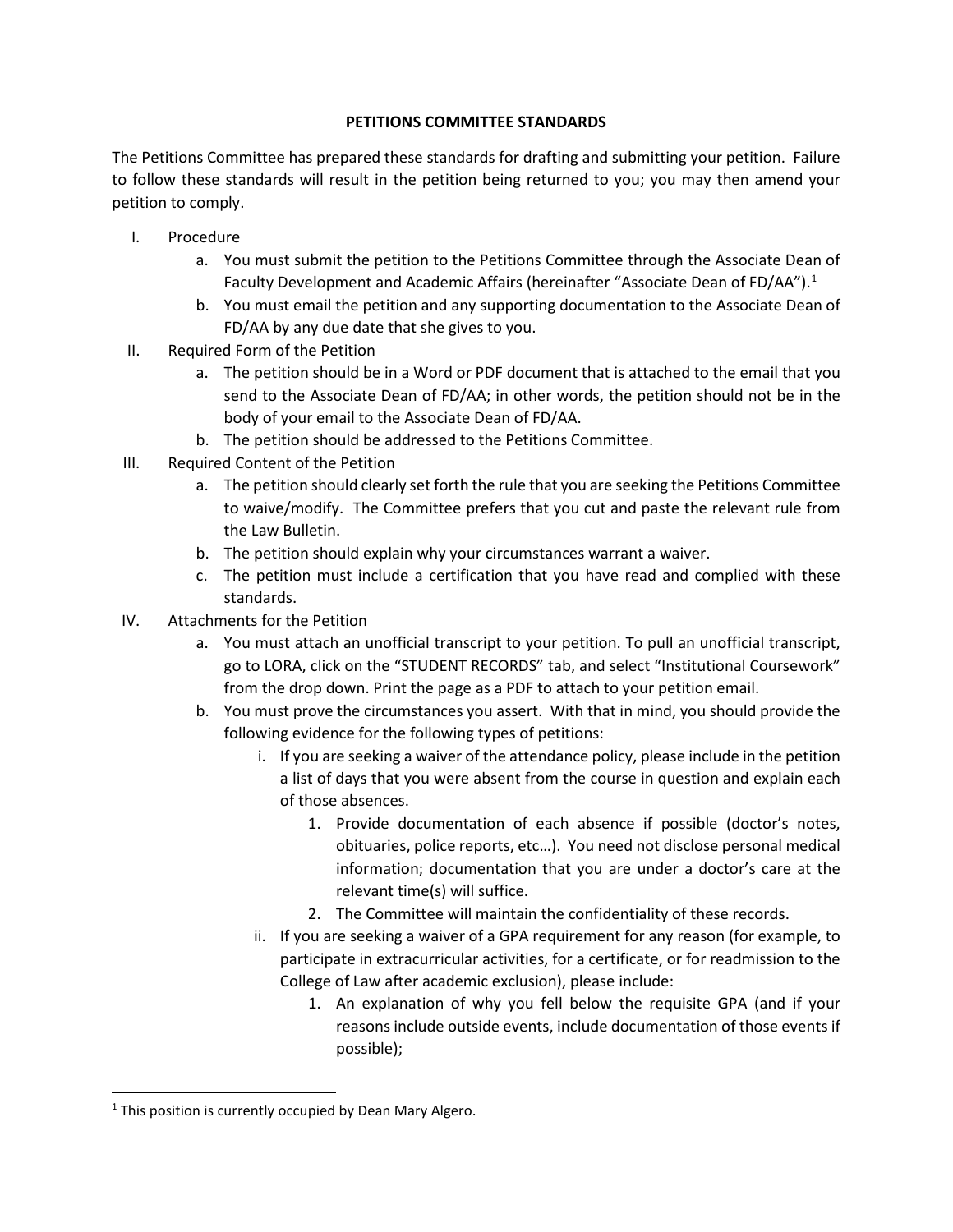**PETITIONS COMMITTEE STANDARDS**

The Petitions Committee has prepared these standards for drafting and submitting your petition. Failure to follow these standards will result in the petition being returned to you; you may then amend your petition to comply.

I. Procedure
   a. You must submit the petition to the Petitions Committee through the Associate Dean of Faculty Development and Academic Affairs (hereinafter "Associate Dean of FD/AA").[1]
   b. You must email the petition and any supporting documentation to the Associate Dean of FD/AA by any due date that she gives to you.

II. Required Form of the Petition
   a. The petition should be in a Word or PDF document that is attached to the email that you send to the Associate Dean of FD/AA; in other words, the petition should not be in the body of your email to the Associate Dean of FD/AA.
   b. The petition should be addressed to the Petitions Committee.

III. Required Content of the Petition
   a. The petition should clearly set forth the rule that you are seeking the Petitions Committee to waive/modify. The Committee prefers that you cut and paste the relevant rule from the Law Bulletin.
   b. The petition should explain why your circumstances warrant a waiver.
   c. The petition must include a certification that you have read and complied with these standards.

IV. Attachments for the Petition
   a. You must attach an unofficial transcript to your petition. To pull an unofficial transcript, go to LORA, click on the "STUDENT RECORDS" tab, and select "Institutional Coursework" from the drop down. Print the page as a PDF to attach to your petition email.
   b. You must prove the circumstances you assert. With that in mind, you should provide the following evidence for the following types of petitions:
      i. If you are seeking a waiver of the attendance policy, please include in the petition a list of days that you were absent from the course in question and explain each of those absences.
         1. Provide documentation of each absence if possible (doctor's notes, obituaries, police reports, etc…). You need not disclose personal medical information; documentation that you are under a doctor's care at the relevant time(s) will suffice.
         2. The Committee will maintain the confidentiality of these records.
      ii. If you are seeking a waiver of a GPA requirement for any reason (for example, to participate in extracurricular activities, for a certificate, or for readmission to the College of Law after academic exclusion), please include:
         1. An explanation of why you fell below the requisite GPA (and if your reasons include outside events, include documentation of those events if possible);

---

[1] This position is currently occupied by Dean Mary Algero.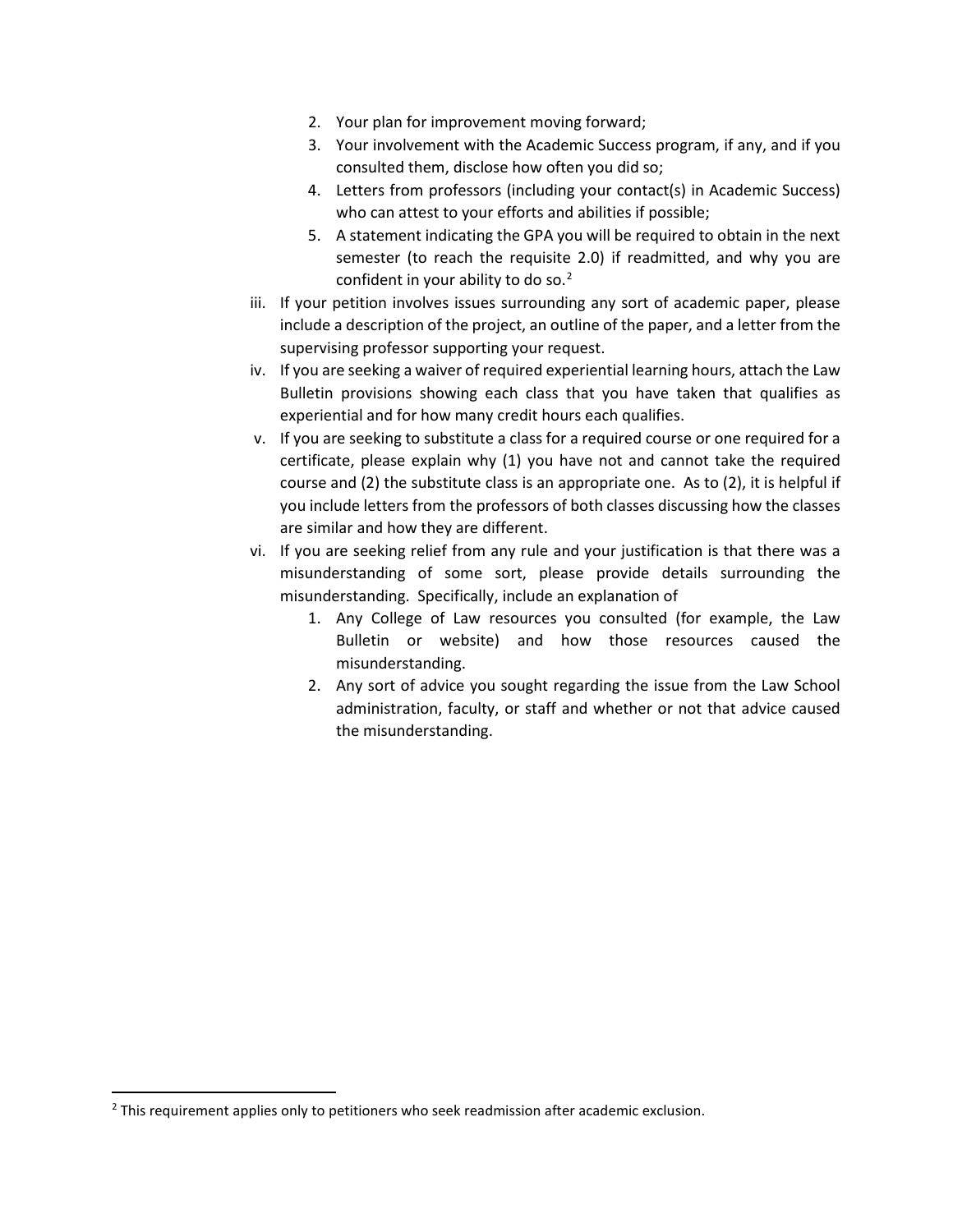2. Your plan for improvement moving forward;
3. Your involvement with the Academic Success program, if any, and if you consulted them, disclose how often you did so;
4. Letters from professors (including your contact(s) in Academic Success) who can attest to your efforts and abilities if possible;
5. A statement indicating the GPA you will be required to obtain in the next semester (to reach the requisite 2.0) if readmitted, and why you are confident in your ability to do so.[2]

iii. If your petition involves issues surrounding any sort of academic paper, please include a description of the project, an outline of the paper, and a letter from the supervising professor supporting your request.

iv. If you are seeking a waiver of required experiential learning hours, attach the Law Bulletin provisions showing each class that you have taken that qualifies as experiential and for how many credit hours each qualifies.

v. If you are seeking to substitute a class for a required course or one required for a certificate, please explain why (1) you have not and cannot take the required course and (2) the substitute class is an appropriate one. As to (2), it is helpful if you include letters from the professors of both classes discussing how the classes are similar and how they are different.

vi. If you are seeking relief from any rule and your justification is that there was a misunderstanding of some sort, please provide details surrounding the misunderstanding. Specifically, include an explanation of

1. Any College of Law resources you consulted (for example, the Law Bulletin or website) and how those resources caused the misunderstanding.
2. Any sort of advice you sought regarding the issue from the Law School administration, faculty, or staff and whether or not that advice caused the misunderstanding.

[2] This requirement applies only to petitioners who seek readmission after academic exclusion.